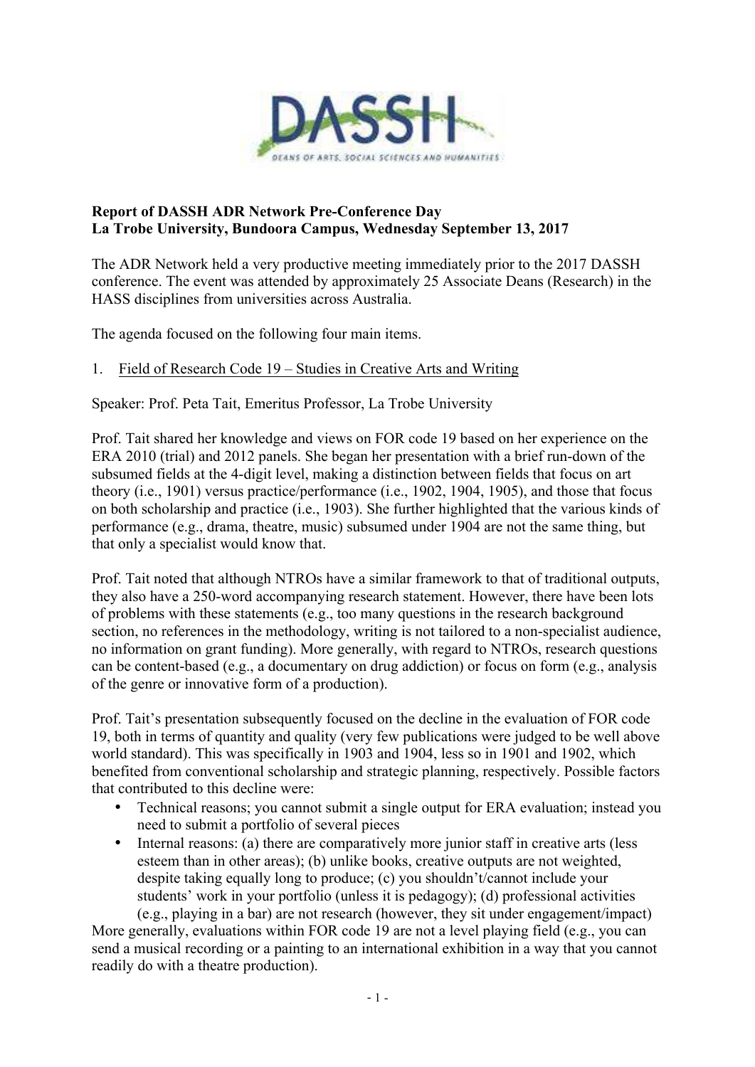**Report of DASSH ADR Network Pre-Conference Day**
**La Trobe University, Bundoora Campus, Wednesday September 13, 2017**

The ADR Network held a very productive meeting immediately prior to the 2017 DASSH conference. The event was attended by approximately 25 Associate Deans (Research) in the HASS disciplines from universities across Australia.

The agenda focused on the following four main items.

1. <u>Field of Research Code 19 – Studies in Creative Arts and Writing</u>

Speaker: Prof. Peta Tait, Emeritus Professor, La Trobe University

Prof. Tait shared her knowledge and views on FOR code 19 based on her experience on the ERA 2010 (trial) and 2012 panels. She began her presentation with a brief run-down of the subsumed fields at the 4-digit level, making a distinction between fields that focus on art theory (i.e., 1901) versus practice/performance (i.e., 1902, 1904, 1905), and those that focus on both scholarship and practice (i.e., 1903). She further highlighted that the various kinds of performance (e.g., drama, theatre, music) subsumed under 1904 are not the same thing, but that only a specialist would know that.

Prof. Tait noted that although NTROs have a similar framework to that of traditional outputs, they also have a 250-word accompanying research statement. However, there have been lots of problems with these statements (e.g., too many questions in the research background section, no references in the methodology, writing is not tailored to a non-specialist audience, no information on grant funding). More generally, with regard to NTROs, research questions can be content-based (e.g., a documentary on drug addiction) or focus on form (e.g., analysis of the genre or innovative form of a production).

Prof. Tait's presentation subsequently focused on the decline in the evaluation of FOR code 19, both in terms of quantity and quality (very few publications were judged to be well above world standard). This was specifically in 1903 and 1904, less so in 1901 and 1902, which benefited from conventional scholarship and strategic planning, respectively. Possible factors that contributed to this decline were:

- Technical reasons; you cannot submit a single output for ERA evaluation; instead you need to submit a portfolio of several pieces
- Internal reasons: (a) there are comparatively more junior staff in creative arts (less esteem than in other areas); (b) unlike books, creative outputs are not weighted, despite taking equally long to produce; (c) you shouldn't/cannot include your students' work in your portfolio (unless it is pedagogy); (d) professional activities (e.g., playing in a bar) are not research (however, they sit under engagement/impact)

More generally, evaluations within FOR code 19 are not a level playing field (e.g., you can send a musical recording or a painting to an international exhibition in a way that you cannot readily do with a theatre production).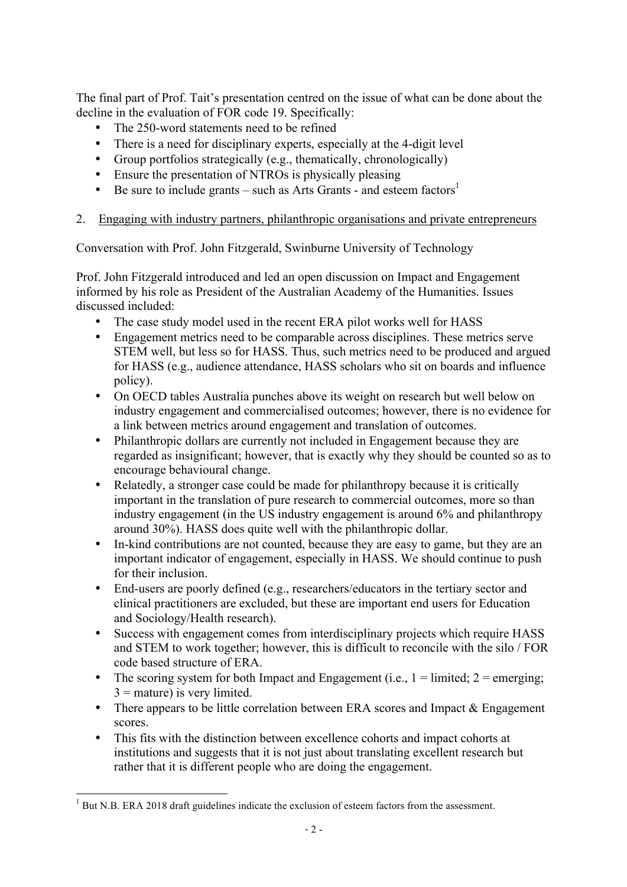The final part of Prof. Tait's presentation centred on the issue of what can be done about the decline in the evaluation of FOR code 19. Specifically:

- The 250-word statements need to be refined
- There is a need for disciplinary experts, especially at the 4-digit level
- Group portfolios strategically (e.g., thematically, chronologically)
- Ensure the presentation of NTROs is physically pleasing
- Be sure to include grants – such as Arts Grants - and esteem factors[1]

2. Engaging with industry partners, philanthropic organisations and private entrepreneurs

Conversation with Prof. John Fitzgerald, Swinburne University of Technology

Prof. John Fitzgerald introduced and led an open discussion on Impact and Engagement informed by his role as President of the Australian Academy of the Humanities. Issues discussed included:

- The case study model used in the recent ERA pilot works well for HASS
- Engagement metrics need to be comparable across disciplines. These metrics serve STEM well, but less so for HASS. Thus, such metrics need to be produced and argued for HASS (e.g., audience attendance, HASS scholars who sit on boards and influence policy).
- On OECD tables Australia punches above its weight on research but well below on industry engagement and commercialised outcomes; however, there is no evidence for a link between metrics around engagement and translation of outcomes.
- Philanthropic dollars are currently not included in Engagement because they are regarded as insignificant; however, that is exactly why they should be counted so as to encourage behavioural change.
- Relatedly, a stronger case could be made for philanthropy because it is critically important in the translation of pure research to commercial outcomes, more so than industry engagement (in the US industry engagement is around 6% and philanthropy around 30%). HASS does quite well with the philanthropic dollar.
- In-kind contributions are not counted, because they are easy to game, but they are an important indicator of engagement, especially in HASS. We should continue to push for their inclusion.
- End-users are poorly defined (e.g., researchers/educators in the tertiary sector and clinical practitioners are excluded, but these are important end users for Education and Sociology/Health research).
- Success with engagement comes from interdisciplinary projects which require HASS and STEM to work together; however, this is difficult to reconcile with the silo / FOR code based structure of ERA.
- The scoring system for both Impact and Engagement (i.e., 1 = limited; 2 = emerging; 3 = mature) is very limited.
- There appears to be little correlation between ERA scores and Impact & Engagement scores.
- This fits with the distinction between excellence cohorts and impact cohorts at institutions and suggests that it is not just about translating excellent research but rather that it is different people who are doing the engagement.

[1] But N.B. ERA 2018 draft guidelines indicate the exclusion of esteem factors from the assessment.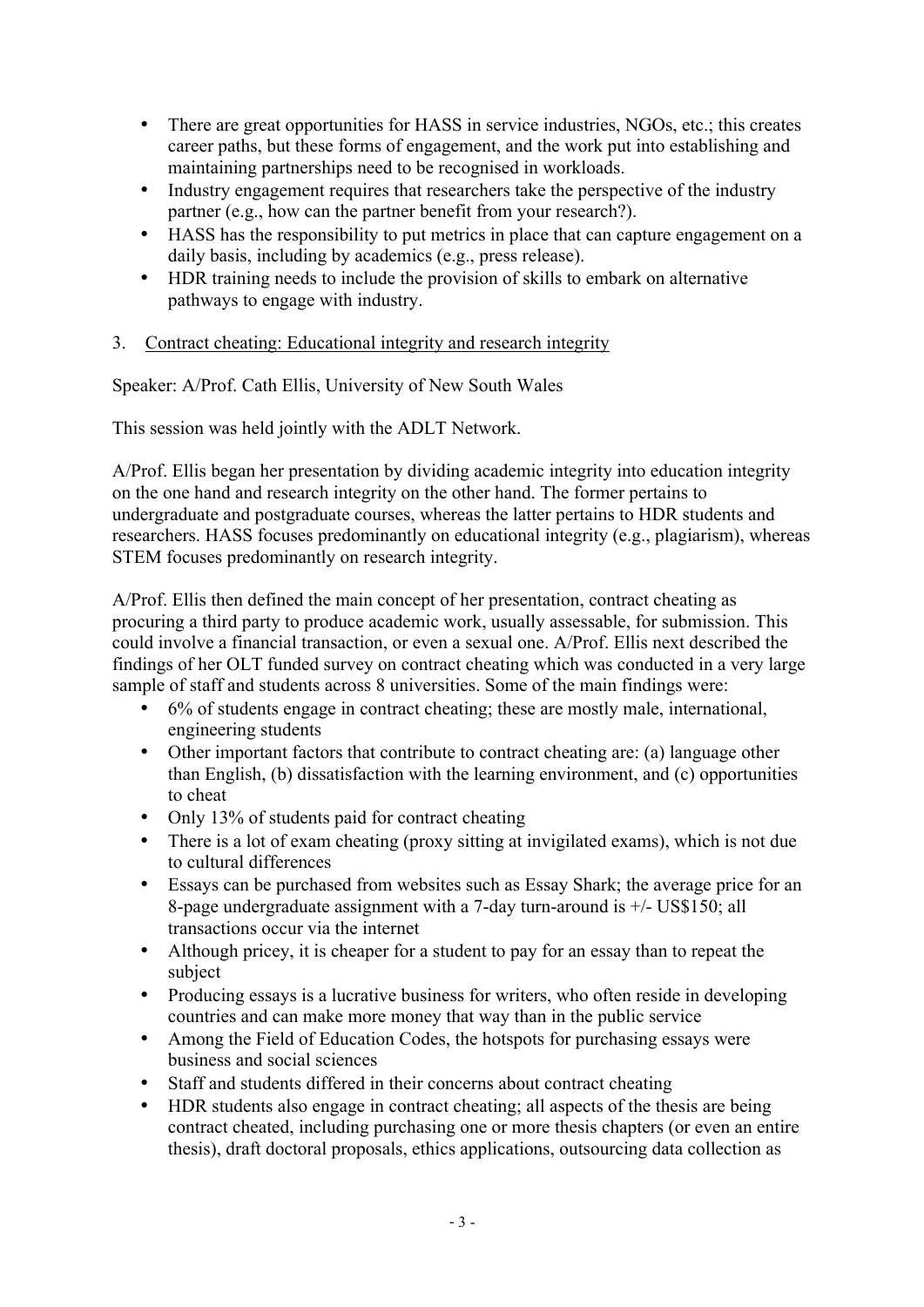- There are great opportunities for HASS in service industries, NGOs, etc.; this creates career paths, but these forms of engagement, and the work put into establishing and maintaining partnerships need to be recognised in workloads.
- Industry engagement requires that researchers take the perspective of the industry partner (e.g., how can the partner benefit from your research?).
- HASS has the responsibility to put metrics in place that can capture engagement on a daily basis, including by academics (e.g., press release).
- HDR training needs to include the provision of skills to embark on alternative pathways to engage with industry.

3. <u>Contract cheating: Educational integrity and research integrity</u>

Speaker: A/Prof. Cath Ellis, University of New South Wales

This session was held jointly with the ADLT Network.

A/Prof. Ellis began her presentation by dividing academic integrity into education integrity on the one hand and research integrity on the other hand. The former pertains to undergraduate and postgraduate courses, whereas the latter pertains to HDR students and researchers. HASS focuses predominantly on educational integrity (e.g., plagiarism), whereas STEM focuses predominantly on research integrity.

A/Prof. Ellis then defined the main concept of her presentation, contract cheating as procuring a third party to produce academic work, usually assessable, for submission. This could involve a financial transaction, or even a sexual one. A/Prof. Ellis next described the findings of her OLT funded survey on contract cheating which was conducted in a very large sample of staff and students across 8 universities. Some of the main findings were:

- 6% of students engage in contract cheating; these are mostly male, international, engineering students
- Other important factors that contribute to contract cheating are: (a) language other than English, (b) dissatisfaction with the learning environment, and (c) opportunities to cheat
- Only 13% of students paid for contract cheating
- There is a lot of exam cheating (proxy sitting at invigilated exams), which is not due to cultural differences
- Essays can be purchased from websites such as Essay Shark; the average price for an 8-page undergraduate assignment with a 7-day turn-around is +/- US$150; all transactions occur via the internet
- Although pricey, it is cheaper for a student to pay for an essay than to repeat the subject
- Producing essays is a lucrative business for writers, who often reside in developing countries and can make more money that way than in the public service
- Among the Field of Education Codes, the hotspots for purchasing essays were business and social sciences
- Staff and students differed in their concerns about contract cheating
- HDR students also engage in contract cheating; all aspects of the thesis are being contract cheated, including purchasing one or more thesis chapters (or even an entire thesis), draft doctoral proposals, ethics applications, outsourcing data collection as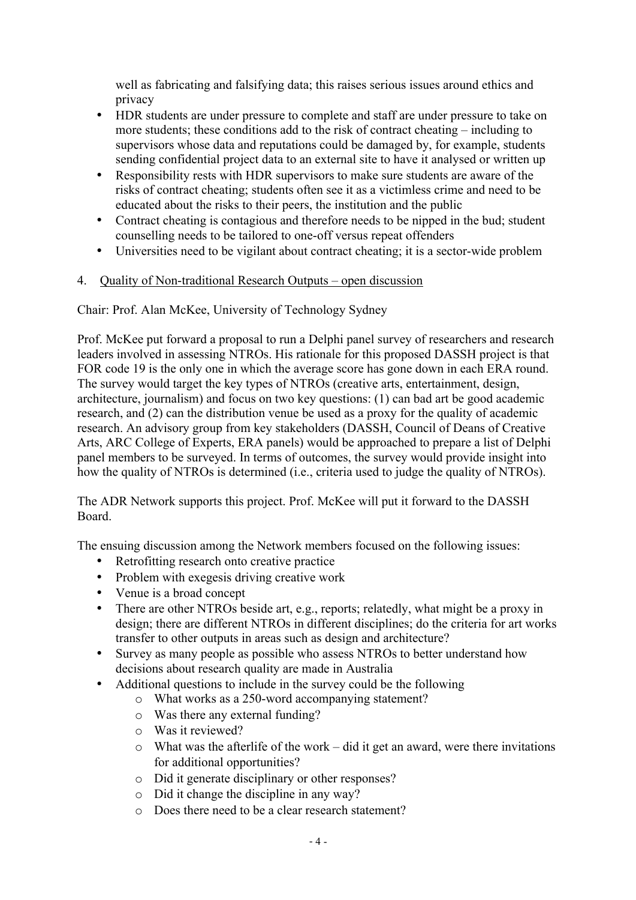well as fabricating and falsifying data; this raises serious issues around ethics and privacy

- HDR students are under pressure to complete and staff are under pressure to take on more students; these conditions add to the risk of contract cheating – including to supervisors whose data and reputations could be damaged by, for example, students sending confidential project data to an external site to have it analysed or written up
- Responsibility rests with HDR supervisors to make sure students are aware of the risks of contract cheating; students often see it as a victimless crime and need to be educated about the risks to their peers, the institution and the public
- Contract cheating is contagious and therefore needs to be nipped in the bud; student counselling needs to be tailored to one-off versus repeat offenders
- Universities need to be vigilant about contract cheating; it is a sector-wide problem

4. <u>Quality of Non-traditional Research Outputs – open discussion</u>

Chair: Prof. Alan McKee, University of Technology Sydney

Prof. McKee put forward a proposal to run a Delphi panel survey of researchers and research leaders involved in assessing NTROs. His rationale for this proposed DASSH project is that FOR code 19 is the only one in which the average score has gone down in each ERA round. The survey would target the key types of NTROs (creative arts, entertainment, design, architecture, journalism) and focus on two key questions: (1) can bad art be good academic research, and (2) can the distribution venue be used as a proxy for the quality of academic research. An advisory group from key stakeholders (DASSH, Council of Deans of Creative Arts, ARC College of Experts, ERA panels) would be approached to prepare a list of Delphi panel members to be surveyed. In terms of outcomes, the survey would provide insight into how the quality of NTROs is determined (i.e., criteria used to judge the quality of NTROs).

The ADR Network supports this project. Prof. McKee will put it forward to the DASSH Board.

The ensuing discussion among the Network members focused on the following issues:

- Retrofitting research onto creative practice
- Problem with exegesis driving creative work
- Venue is a broad concept
- There are other NTROs beside art, e.g., reports; relatedly, what might be a proxy in design; there are different NTROs in different disciplines; do the criteria for art works transfer to other outputs in areas such as design and architecture?
- Survey as many people as possible who assess NTROs to better understand how decisions about research quality are made in Australia
- Additional questions to include in the survey could be the following
  - What works as a 250-word accompanying statement?
  - Was there any external funding?
  - Was it reviewed?
  - What was the afterlife of the work – did it get an award, were there invitations for additional opportunities?
  - Did it generate disciplinary or other responses?
  - Did it change the discipline in any way?
  - Does there need to be a clear research statement?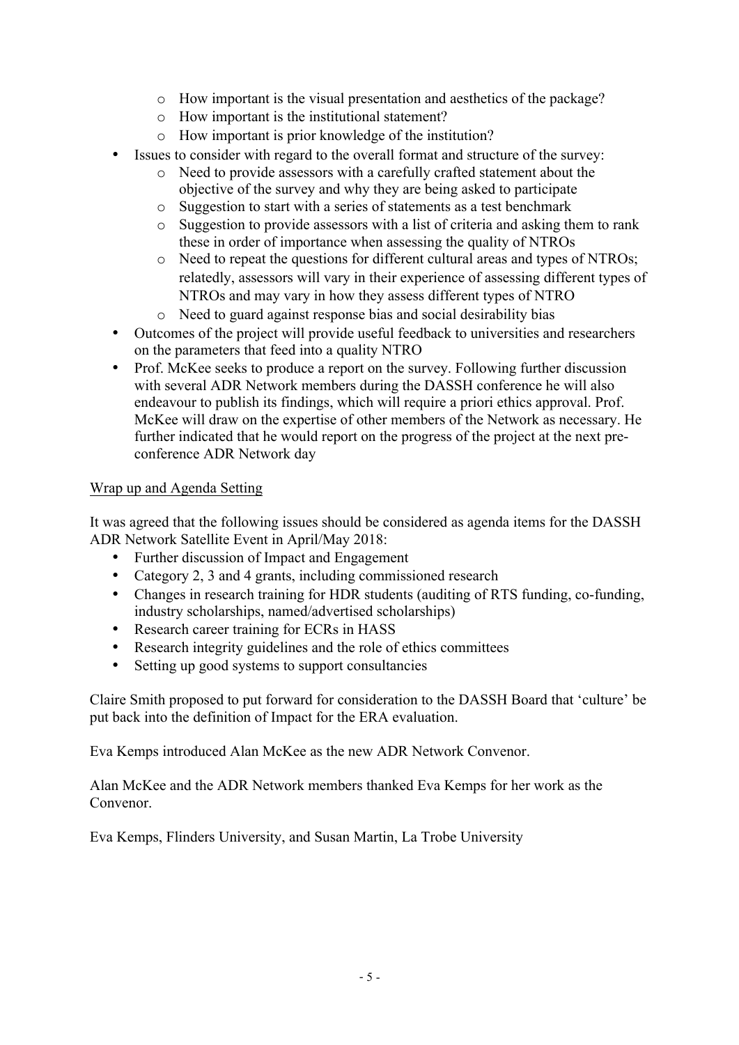- How important is the visual presentation and aesthetics of the package?
  - How important is the institutional statement?
  - How important is prior knowledge of the institution?
- Issues to consider with regard to the overall format and structure of the survey:
  - Need to provide assessors with a carefully crafted statement about the objective of the survey and why they are being asked to participate
  - Suggestion to start with a series of statements as a test benchmark
  - Suggestion to provide assessors with a list of criteria and asking them to rank these in order of importance when assessing the quality of NTROs
  - Need to repeat the questions for different cultural areas and types of NTROs; relatedly, assessors will vary in their experience of assessing different types of NTROs and may vary in how they assess different types of NTRO
  - Need to guard against response bias and social desirability bias
- Outcomes of the project will provide useful feedback to universities and researchers on the parameters that feed into a quality NTRO
- Prof. McKee seeks to produce a report on the survey. Following further discussion with several ADR Network members during the DASSH conference he will also endeavour to publish its findings, which will require a priori ethics approval. Prof. McKee will draw on the expertise of other members of the Network as necessary. He further indicated that he would report on the progress of the project at the next pre-conference ADR Network day

Wrap up and Agenda Setting

It was agreed that the following issues should be considered as agenda items for the DASSH ADR Network Satellite Event in April/May 2018:

- Further discussion of Impact and Engagement
- Category 2, 3 and 4 grants, including commissioned research
- Changes in research training for HDR students (auditing of RTS funding, co-funding, industry scholarships, named/advertised scholarships)
- Research career training for ECRs in HASS
- Research integrity guidelines and the role of ethics committees
- Setting up good systems to support consultancies

Claire Smith proposed to put forward for consideration to the DASSH Board that 'culture' be put back into the definition of Impact for the ERA evaluation.

Eva Kemps introduced Alan McKee as the new ADR Network Convenor.

Alan McKee and the ADR Network members thanked Eva Kemps for her work as the Convenor.

Eva Kemps, Flinders University, and Susan Martin, La Trobe University